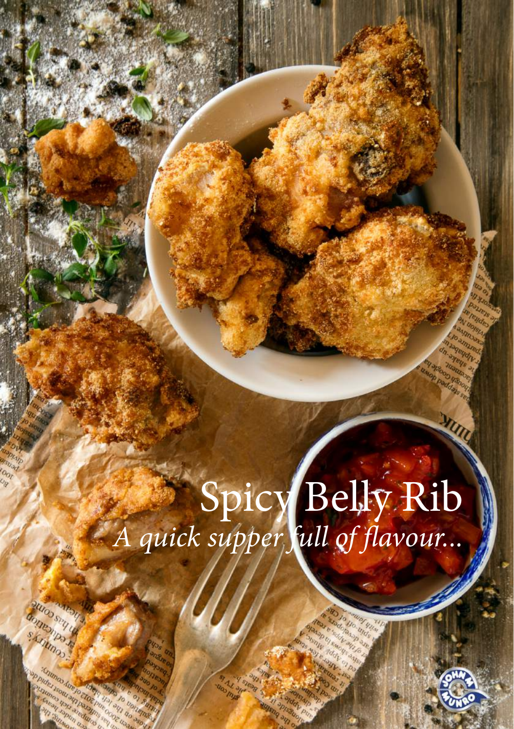# Spicy Belly Rib

*A quick supper full of flavour...*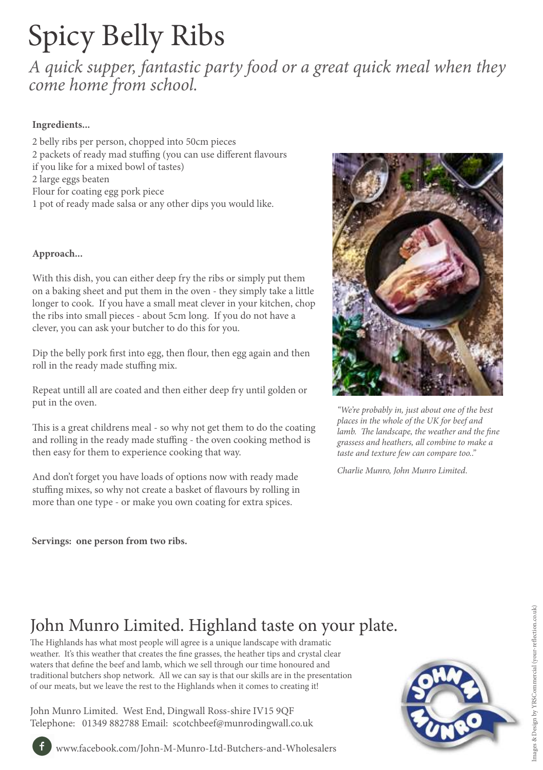# Spicy Belly Ribs

*A quick supper, fantastic party food or a great quick meal when they come home from school.*

**Ingredients...**

2 belly ribs per person, chopped into 50cm pieces
2 packets of ready mad stuffing (you can use different flavours if you like for a mixed bowl of tastes)
2 large eggs beaten
Flour for coating egg pork piece
1 pot of ready made salsa or any other dips you would like.

**Approach...**

With this dish, you can either deep fry the ribs or simply put them on a baking sheet and put them in the oven - they simply take a little longer to cook. If you have a small meat clever in your kitchen, chop the ribs into small pieces - about 5cm long. If you do not have a clever, you can ask your butcher to do this for you.

Dip the belly pork first into egg, then flour, then egg again and then roll in the ready made stuffing mix.

Repeat untill all are coated and then either deep fry until golden or put in the oven.

This is a great childrens meal - so why not get them to do the coating and rolling in the ready made stuffing - the oven cooking method is then easy for them to experience cooking that way.

And don't forget you have loads of options now with ready made stuffing mixes, so why not create a basket of flavours by rolling in more than one type - or make you own coating for extra spices.

**Servings: one person from two ribs.**

*"We're probably in, just about one of the best places in the whole of the UK for beef and lamb. The landscape, the weather and the fine grassess and heathers, all combine to make a taste and texture few can compare too.."*

*Charlie Munro, John Munro Limited.*

## John Munro Limited. Highland taste on your plate.

The Highlands has what most people will agree is a unique landscape with dramatic weather. It's this weather that creates the fine grasses, the heather tips and crystal clear waters that define the beef and lamb, which we sell through our time honoured and traditional butchers shop network. All we can say is that our skills are in the presentation of our meats, but we leave the rest to the Highlands when it comes to creating it!

John Munro Limited. West End, Dingwall Ross-shire IV15 9QF
Telephone: 01349 882788 Email: scotchbeef@munrodingwall.co.uk

www.facebook.com/John-M-Munro-Ltd-Butchers-and-Wholesalers

Images & Design by YRSCommercial (your-reflection.co.uk)